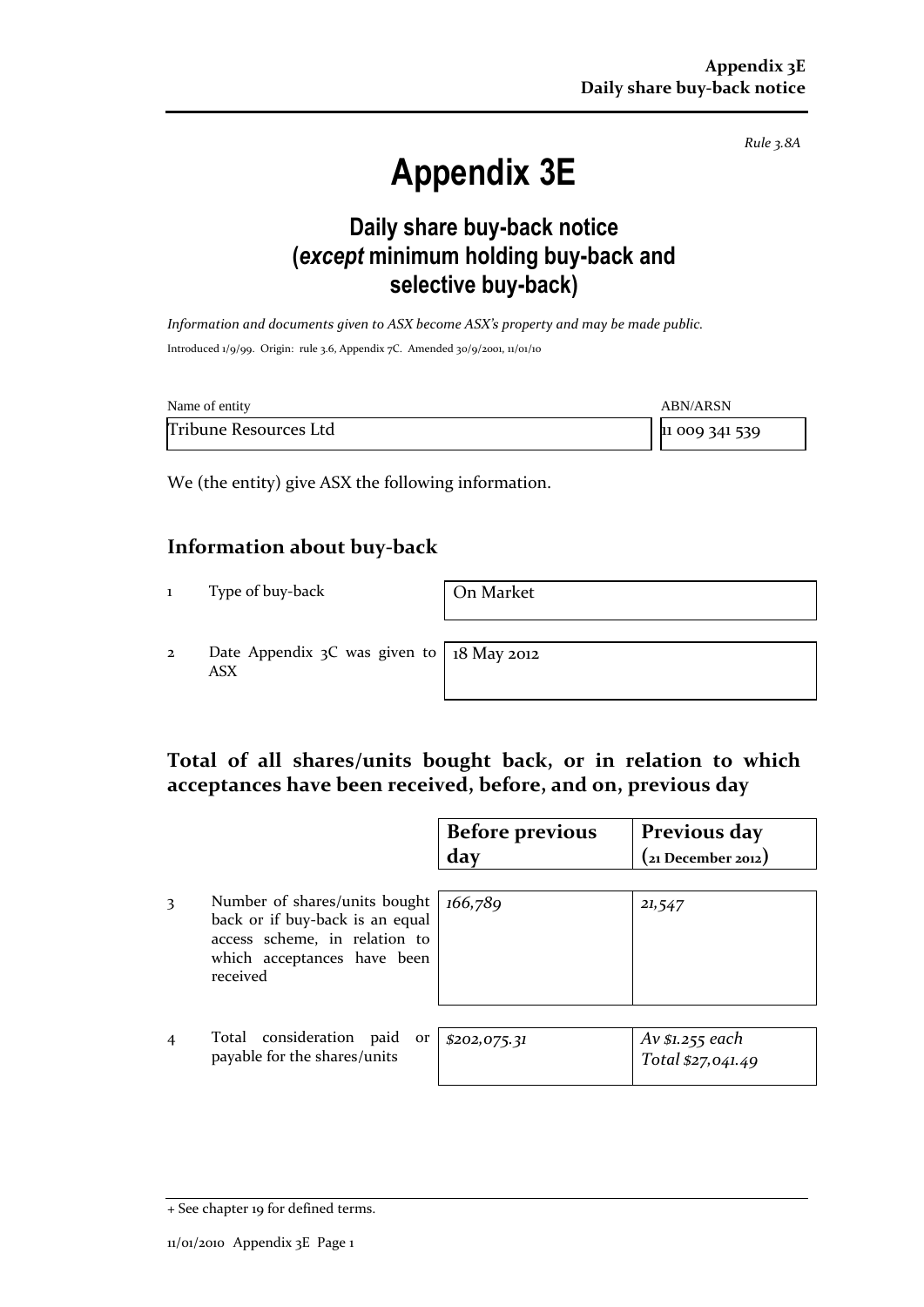*Rule 3.8A*

# Appendix 3E

## Daily share buy-back notice (*except* minimum holding buy-back and selective buy-back)

*Information and documents given to ASX become ASX's property and may be made public.*

Introduced 1/9/99. Origin: rule 3.6, Appendix 7C. Amended 30/9/2001, 11/01/10

| Name of entity | ABN/ARSN |
|---|---|
| Tribune Resources Ltd | 11 009 341 539 |

We (the entity) give ASX the following information.

### Information about buy-back

| | | |
|---|---|---|
| 1 | Type of buy-back | On Market |
| 2 | Date Appendix 3C was given to ASX | 18 May 2012 |

### Total of all shares/units bought back, or in relation to which acceptances have been received, before, and on, previous day

| | | Before previous day | Previous day (21 December 2012) |
|---|---|---|---|
| 3 | Number of shares/units bought back or if buy-back is an equal access scheme, in relation to which acceptances have been received | *166,789* | *21,547* |
| 4 | Total consideration paid or payable for the shares/units | *$202,075.31* | *Av $1.255 each*<br>*Total $27,041.49* |

+ See chapter 19 for defined terms.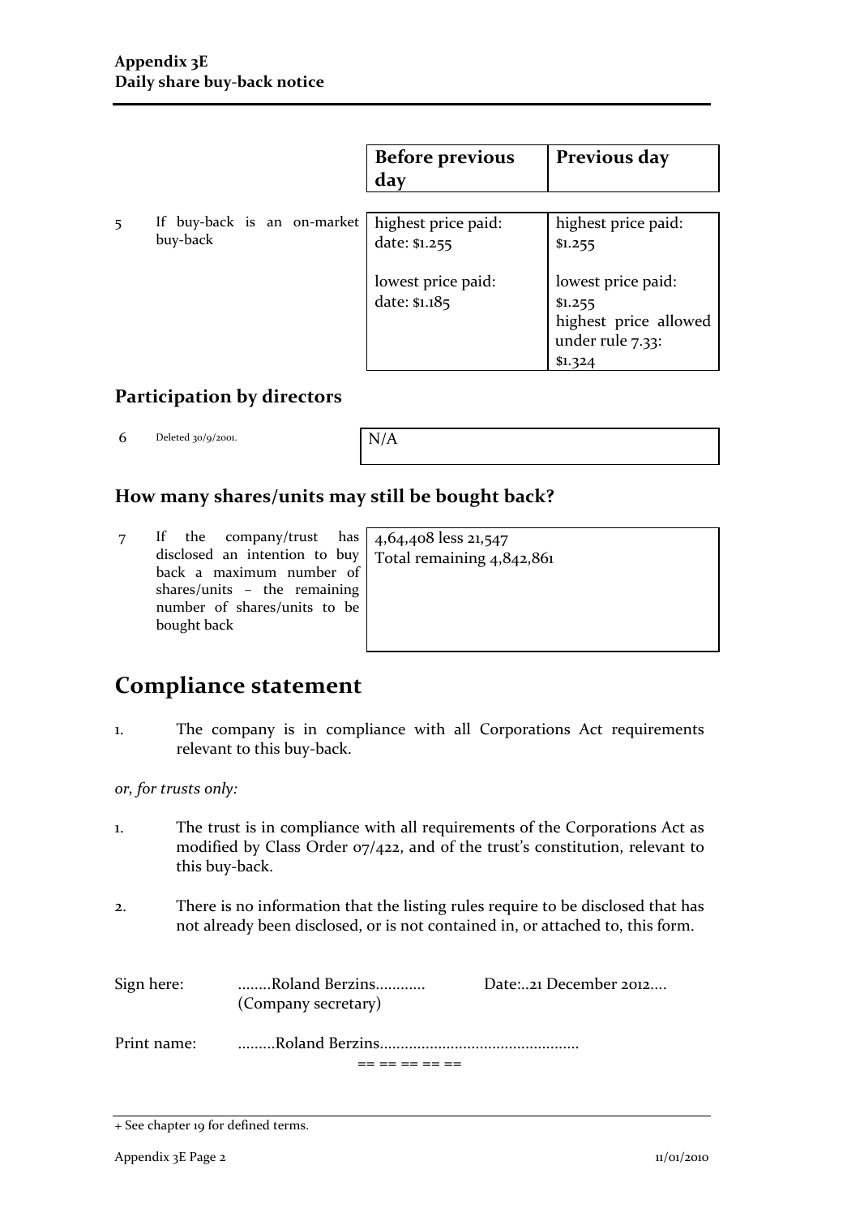**Appendix 3E**
**Daily share buy-back notice**

| | | Before previous day | Previous day |
|---|---|---|---|
| 5 | If buy-back is an on-market buy-back | highest price paid:<br>date: $1.255<br><br>lowest price paid:<br>date: $1.185 | highest price paid:<br>$1.255<br><br>lowest price paid:<br>$1.255<br>highest price allowed under rule 7.33:<br>$1.324 |

## Participation by directors

| | | |
|---|---|---|
| 6 | Deleted 30/9/2001. | N/A |

## How many shares/units may still be bought back?

| | | |
|---|---|---|
| 7 | If the company/trust has disclosed an intention to buy back a maximum number of shares/units – the remaining number of shares/units to be bought back | 4,64,408 less 21,547<br>Total remaining 4,842,861 |

# Compliance statement

1. The company is in compliance with all Corporations Act requirements relevant to this buy-back.

*or, for trusts only:*

1. The trust is in compliance with all requirements of the Corporations Act as modified by Class Order 07/422, and of the trust's constitution, relevant to this buy-back.

2. There is no information that the listing rules require to be disclosed that has not already been disclosed, or is not contained in, or attached to, this form.

Sign here: ........Roland Berzins............ Date:..21 December 2012....
(Company secretary)

Print name: .........Roland Berzins................................................

== == == == ==

+ See chapter 19 for defined terms.